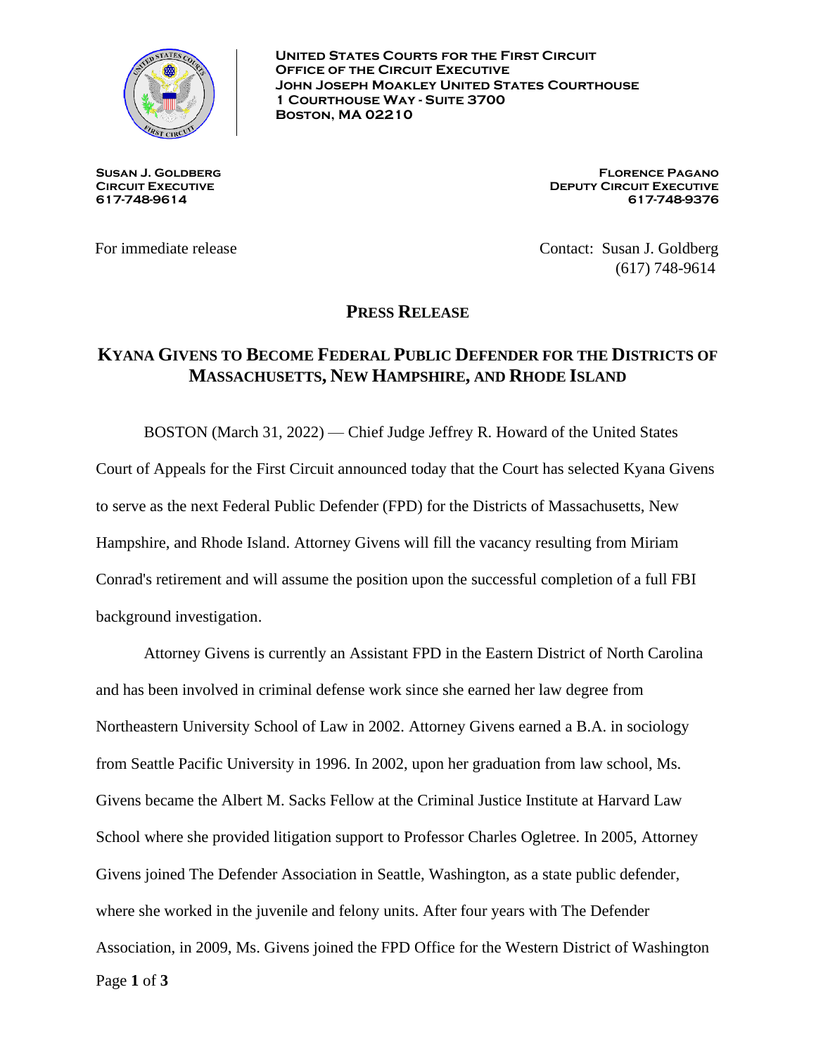**UNITED STATES COURTS FOR THE FIRST CIRCUIT**
**OFFICE OF THE CIRCUIT EXECUTIVE**
**JOHN JOSEPH MOAKLEY UNITED STATES COURTHOUSE**
**1 COURTHOUSE WAY - SUITE 3700**
**BOSTON, MA 02210**

**SUSAN J. GOLDBERG**
**CIRCUIT EXECUTIVE**
**617-748-9614**

**FLORENCE PAGANO**
**DEPUTY CIRCUIT EXECUTIVE**
**617-748-9376**

For immediate release

Contact: Susan J. Goldberg
(617) 748-9614

# PRESS RELEASE

## KYANA GIVENS TO BECOME FEDERAL PUBLIC DEFENDER FOR THE DISTRICTS OF MASSACHUSETTS, NEW HAMPSHIRE, AND RHODE ISLAND

BOSTON (March 31, 2022) — Chief Judge Jeffrey R. Howard of the United States Court of Appeals for the First Circuit announced today that the Court has selected Kyana Givens to serve as the next Federal Public Defender (FPD) for the Districts of Massachusetts, New Hampshire, and Rhode Island. Attorney Givens will fill the vacancy resulting from Miriam Conrad's retirement and will assume the position upon the successful completion of a full FBI background investigation.

Attorney Givens is currently an Assistant FPD in the Eastern District of North Carolina and has been involved in criminal defense work since she earned her law degree from Northeastern University School of Law in 2002. Attorney Givens earned a B.A. in sociology from Seattle Pacific University in 1996. In 2002, upon her graduation from law school, Ms. Givens became the Albert M. Sacks Fellow at the Criminal Justice Institute at Harvard Law School where she provided litigation support to Professor Charles Ogletree. In 2005, Attorney Givens joined The Defender Association in Seattle, Washington, as a state public defender, where she worked in the juvenile and felony units. After four years with The Defender Association, in 2009, Ms. Givens joined the FPD Office for the Western District of Washington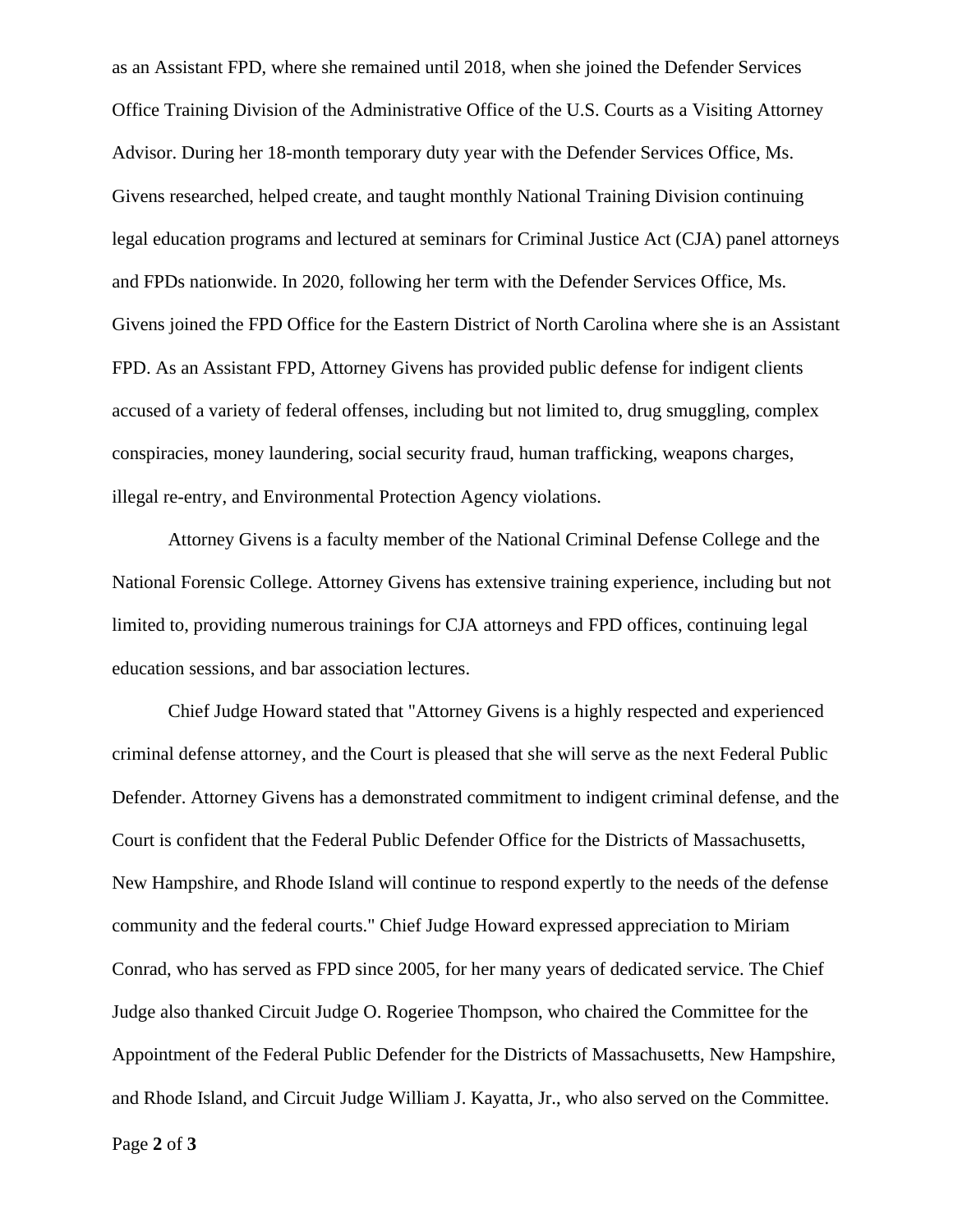as an Assistant FPD, where she remained until 2018, when she joined the Defender Services Office Training Division of the Administrative Office of the U.S. Courts as a Visiting Attorney Advisor. During her 18-month temporary duty year with the Defender Services Office, Ms. Givens researched, helped create, and taught monthly National Training Division continuing legal education programs and lectured at seminars for Criminal Justice Act (CJA) panel attorneys and FPDs nationwide. In 2020, following her term with the Defender Services Office, Ms. Givens joined the FPD Office for the Eastern District of North Carolina where she is an Assistant FPD. As an Assistant FPD, Attorney Givens has provided public defense for indigent clients accused of a variety of federal offenses, including but not limited to, drug smuggling, complex conspiracies, money laundering, social security fraud, human trafficking, weapons charges, illegal re-entry, and Environmental Protection Agency violations.

Attorney Givens is a faculty member of the National Criminal Defense College and the National Forensic College. Attorney Givens has extensive training experience, including but not limited to, providing numerous trainings for CJA attorneys and FPD offices, continuing legal education sessions, and bar association lectures.

Chief Judge Howard stated that "Attorney Givens is a highly respected and experienced criminal defense attorney, and the Court is pleased that she will serve as the next Federal Public Defender. Attorney Givens has a demonstrated commitment to indigent criminal defense, and the Court is confident that the Federal Public Defender Office for the Districts of Massachusetts, New Hampshire, and Rhode Island will continue to respond expertly to the needs of the defense community and the federal courts." Chief Judge Howard expressed appreciation to Miriam Conrad, who has served as FPD since 2005, for her many years of dedicated service. The Chief Judge also thanked Circuit Judge O. Rogeriee Thompson, who chaired the Committee for the Appointment of the Federal Public Defender for the Districts of Massachusetts, New Hampshire, and Rhode Island, and Circuit Judge William J. Kayatta, Jr., who also served on the Committee.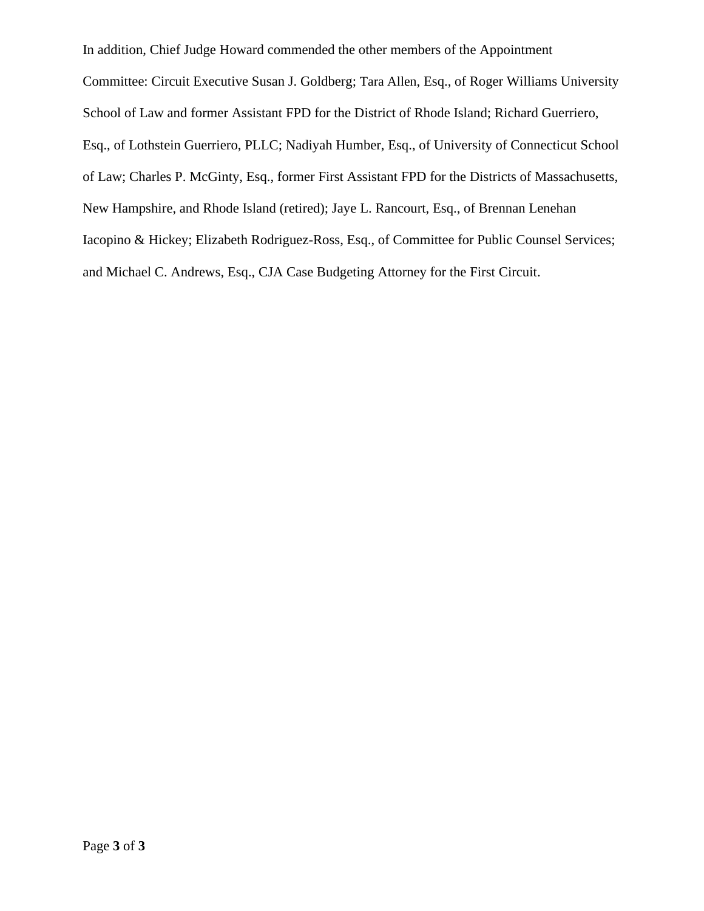In addition, Chief Judge Howard commended the other members of the Appointment Committee: Circuit Executive Susan J. Goldberg; Tara Allen, Esq., of Roger Williams University School of Law and former Assistant FPD for the District of Rhode Island; Richard Guerriero, Esq., of Lothstein Guerriero, PLLC; Nadiyah Humber, Esq., of University of Connecticut School of Law; Charles P. McGinty, Esq., former First Assistant FPD for the Districts of Massachusetts, New Hampshire, and Rhode Island (retired); Jaye L. Rancourt, Esq., of Brennan Lenehan Iacopino & Hickey; Elizabeth Rodriguez-Ross, Esq., of Committee for Public Counsel Services; and Michael C. Andrews, Esq., CJA Case Budgeting Attorney for the First Circuit.